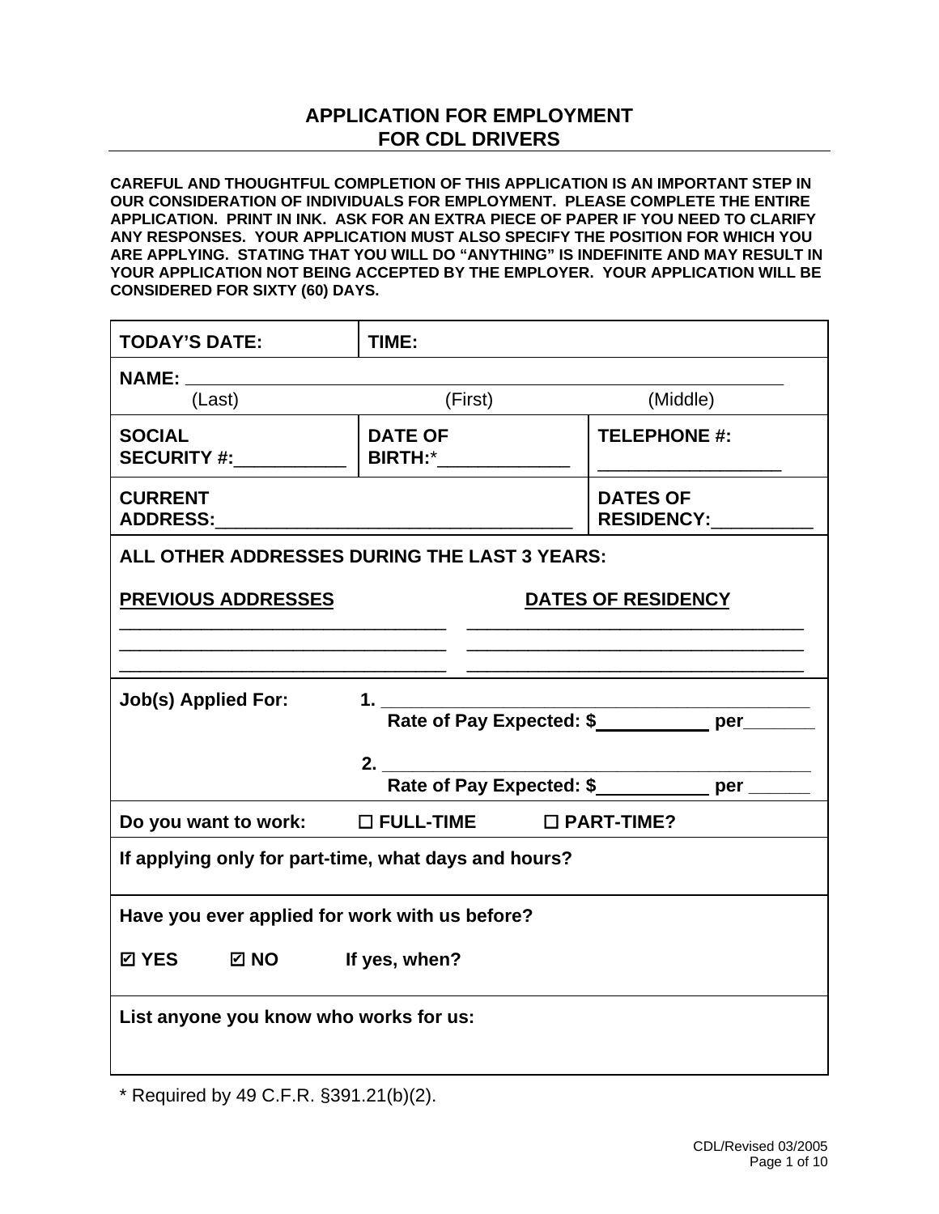# APPLICATION FOR EMPLOYMENT FOR CDL DRIVERS

**CAREFUL AND THOUGHTFUL COMPLETION OF THIS APPLICATION IS AN IMPORTANT STEP IN OUR CONSIDERATION OF INDIVIDUALS FOR EMPLOYMENT. PLEASE COMPLETE THE ENTIRE APPLICATION. PRINT IN INK. ASK FOR AN EXTRA PIECE OF PAPER IF YOU NEED TO CLARIFY ANY RESPONSES. YOUR APPLICATION MUST ALSO SPECIFY THE POSITION FOR WHICH YOU ARE APPLYING. STATING THAT YOU WILL DO "ANYTHING" IS INDEFINITE AND MAY RESULT IN YOUR APPLICATION NOT BEING ACCEPTED BY THE EMPLOYER. YOUR APPLICATION WILL BE CONSIDERED FOR SIXTY (60) DAYS.**

| | | |
|---|---|---|
| **TODAY'S DATE:** | **TIME:** | |
| **NAME:** ______________________________________________ (Last) (First) (Middle) | | |
| **SOCIAL SECURITY #:**___________ | **DATE OF BIRTH:***_____________ | **TELEPHONE #:** _________________ |
| **CURRENT ADDRESS:**___________________________________ | | **DATES OF RESIDENCY:**__________ |

**ALL OTHER ADDRESSES DURING THE LAST 3 YEARS:**

| **PREVIOUS ADDRESSES** | **DATES OF RESIDENCY** |
|---|---|
| _________________________________ | _________________________________ |
| _________________________________ | _________________________________ |
| _________________________________ | _________________________________ |

**Job(s) Applied For:**

1. ___________________________________________
   **Rate of Pay Expected: $**___________ **per**_______
2. ___________________________________________
   **Rate of Pay Expected: $**___________ **per** ______

**Do you want to work:** ☐ **FULL-TIME** ☐ **PART-TIME?**

**If applying only for part-time, what days and hours?**

**Have you ever applied for work with us before?**

☑ **YES** ☑ **NO** **If yes, when?**

**List anyone you know who works for us:**

\* Required by 49 C.F.R. §391.21(b)(2).

CDL/Revised 03/2005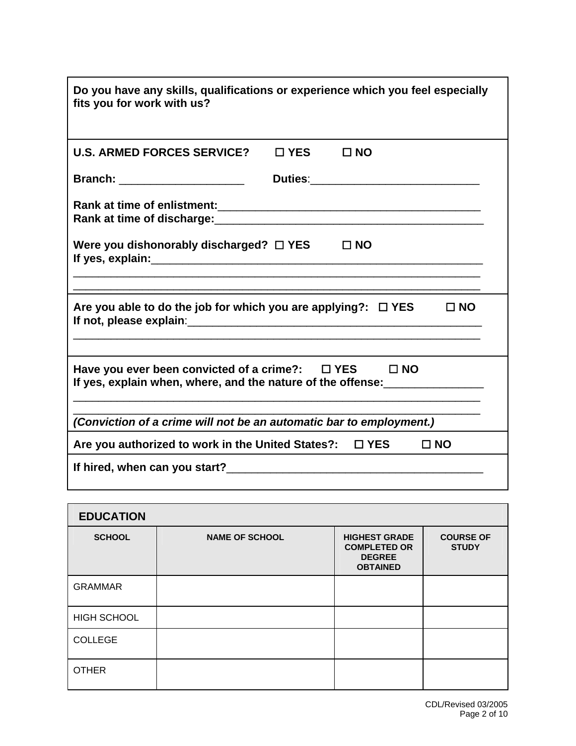**Do you have any skills, qualifications or experience which you feel especially fits you for work with us?**

**U.S. ARMED FORCES SERVICE?** ☐ **YES** ☐ **NO**

**Branch:** ____________________ **Duties**:___________________________

**Rank at time of enlistment:**___________________________________________

**Rank at time of discharge:**____________________________________________

**Were you dishonorably discharged?** ☐ **YES** ☐ **NO**

**If yes, explain:**_______________________________________________________

_________________________________________________________________

_________________________________________________________________

**Are you able to do the job for which you are applying?:** ☐ **YES** ☐ **NO**

**If not, please explain**:___________________________________________________

_________________________________________________________________

**Have you ever been convicted of a crime?:** ☐ **YES** ☐ **NO**

**If yes, explain when, where, and the nature of the offense:**________________

_________________________________________________________________

_________________________________________________________________

***(Conviction of a crime will not be an automatic bar to employment.)***

**Are you authorized to work in the United States?:** ☐ **YES** ☐ **NO**

**If hired, when can you start?**_________________________________________

## EDUCATION

| SCHOOL | NAME OF SCHOOL | HIGHEST GRADE COMPLETED OR DEGREE OBTAINED | COURSE OF STUDY |
|---|---|---|---|
| GRAMMAR | | | |
| HIGH SCHOOL | | | |
| COLLEGE | | | |
| OTHER | | | |

CDL/Revised 03/2005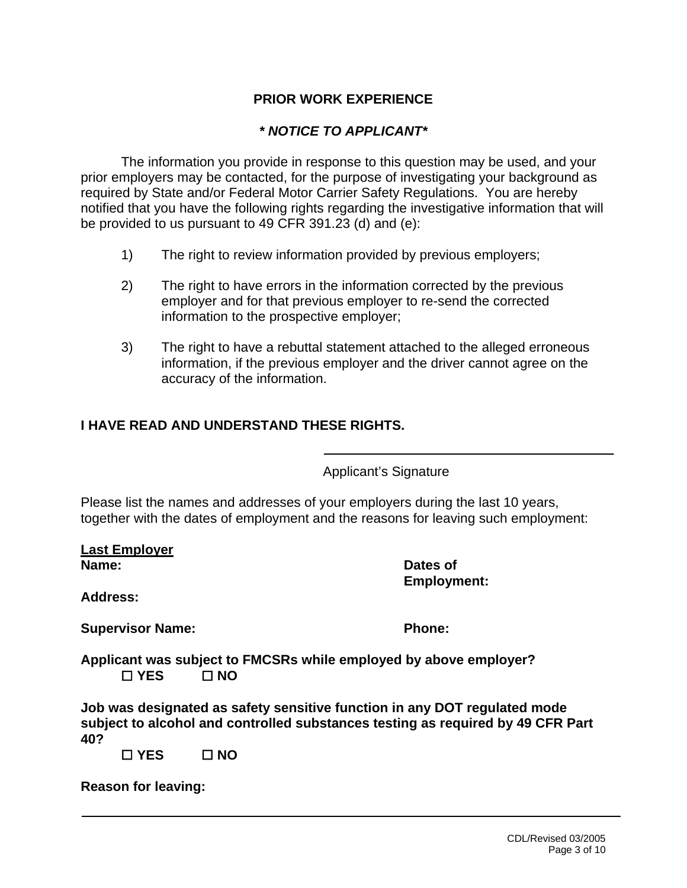## PRIOR WORK EXPERIENCE

***\* NOTICE TO APPLICANT\****

The information you provide in response to this question may be used, and your prior employers may be contacted, for the purpose of investigating your background as required by State and/or Federal Motor Carrier Safety Regulations. You are hereby notified that you have the following rights regarding the investigative information that will be provided to us pursuant to 49 CFR 391.23 (d) and (e):

1) The right to review information provided by previous employers;

2) The right to have errors in the information corrected by the previous employer and for that previous employer to re-send the corrected information to the prospective employer;

3) The right to have a rebuttal statement attached to the alleged erroneous information, if the previous employer and the driver cannot agree on the accuracy of the information.

**I HAVE READ AND UNDERSTAND THESE RIGHTS.**

\_\_\_\_\_\_\_\_\_\_\_\_\_\_\_\_\_\_\_\_\_\_\_\_\_\_\_\_\_\_\_\_\_\_\_\_\_\_

Applicant's Signature

Please list the names and addresses of your employers during the last 10 years, together with the dates of employment and the reasons for leaving such employment:

**Last Employer**

**Name:** **Dates of Employment:**

**Address:**

**Supervisor Name:** **Phone:**

**Applicant was subject to FMCSRs while employed by above employer?**

☐ **YES** ☐ **NO**

**Job was designated as safety sensitive function in any DOT regulated mode subject to alcohol and controlled substances testing as required by 49 CFR Part 40?**

☐ **YES** ☐ **NO**

**Reason for leaving:**

\_\_\_\_\_\_\_\_\_\_\_\_\_\_\_\_\_\_\_\_\_\_\_\_\_\_\_\_\_\_\_\_\_\_\_\_\_\_\_\_\_\_\_\_\_\_\_\_\_\_\_\_\_\_\_\_\_\_\_\_\_\_\_\_\_\_\_\_\_\_\_\_\_\_\_\_

CDL/Revised 03/2005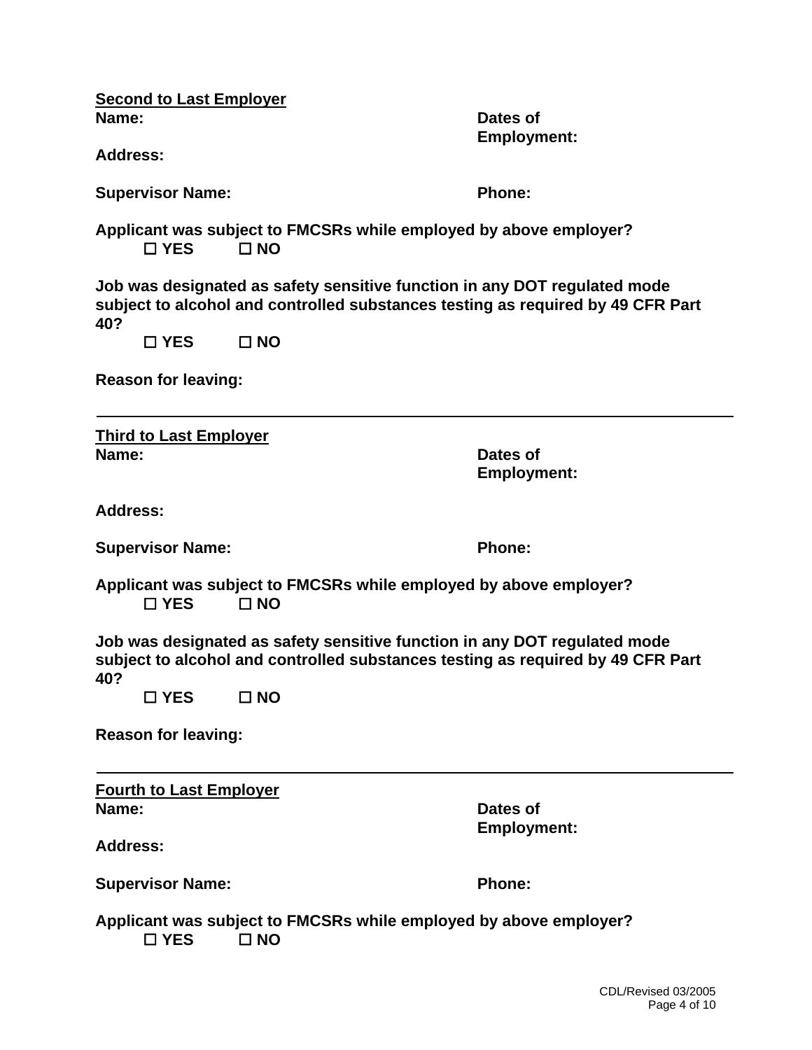**<u>Second to Last Employer</u>**

**Name:** **Dates of Employment:**

**Address:**

**Supervisor Name:** **Phone:**

**Applicant was subject to FMCSRs while employed by above employer?**

☐ **YES** ☐ **NO**

**Job was designated as safety sensitive function in any DOT regulated mode subject to alcohol and controlled substances testing as required by 49 CFR Part 40?**

☐ **YES** ☐ **NO**

**Reason for leaving:**

---

**<u>Third to Last Employer</u>**

**Name:** **Dates of Employment:**

**Address:**

**Supervisor Name:** **Phone:**

**Applicant was subject to FMCSRs while employed by above employer?**

☐ **YES** ☐ **NO**

**Job was designated as safety sensitive function in any DOT regulated mode subject to alcohol and controlled substances testing as required by 49 CFR Part 40?**

☐ **YES** ☐ **NO**

**Reason for leaving:**

---

**<u>Fourth to Last Employer</u>**

**Name:** **Dates of Employment:**

**Address:**

**Supervisor Name:** **Phone:**

**Applicant was subject to FMCSRs while employed by above employer?**

☐ **YES** ☐ **NO**

CDL/Revised 03/2005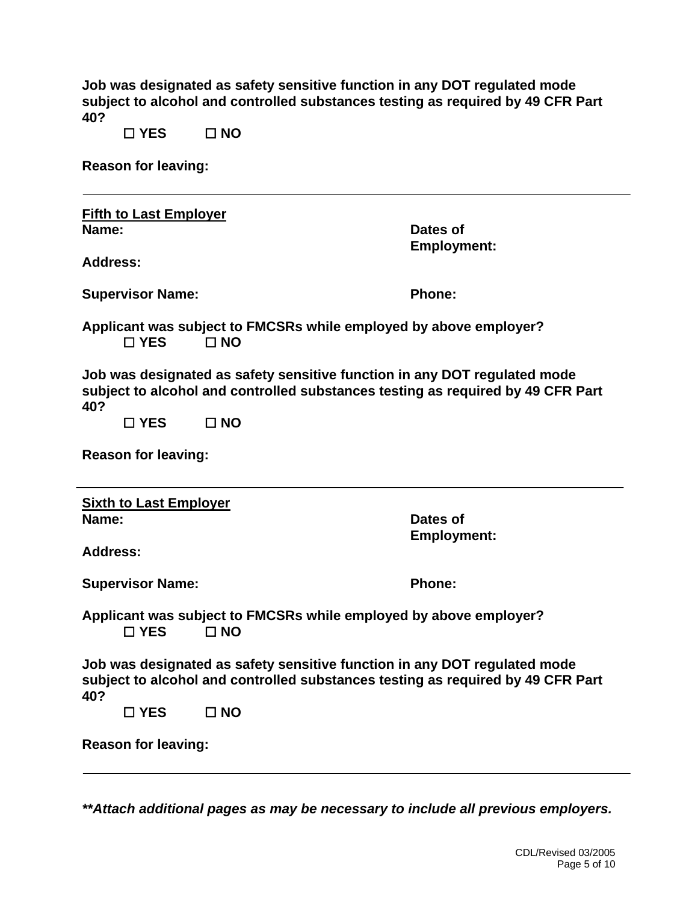**Job was designated as safety sensitive function in any DOT regulated mode subject to alcohol and controlled substances testing as required by 49 CFR Part 40?**

☐ **YES** ☐ **NO**

**Reason for leaving:**

---

**<u>Fifth to Last Employer</u>**

**Name:** **Dates of Employment:**

**Address:**

**Supervisor Name:** **Phone:**

**Applicant was subject to FMCSRs while employed by above employer?**

☐ **YES** ☐ **NO**

**Job was designated as safety sensitive function in any DOT regulated mode subject to alcohol and controlled substances testing as required by 49 CFR Part 40?**

☐ **YES** ☐ **NO**

**Reason for leaving:**

---

**<u>Sixth to Last Employer</u>**

**Name:** **Dates of Employment:**

**Address:**

**Supervisor Name:** **Phone:**

**Applicant was subject to FMCSRs while employed by above employer?**

☐ **YES** ☐ **NO**

**Job was designated as safety sensitive function in any DOT regulated mode subject to alcohol and controlled substances testing as required by 49 CFR Part 40?**

☐ **YES** ☐ **NO**

**Reason for leaving:**

---

***\*\*Attach additional pages as may be necessary to include all previous employers.***

CDL/Revised 03/2005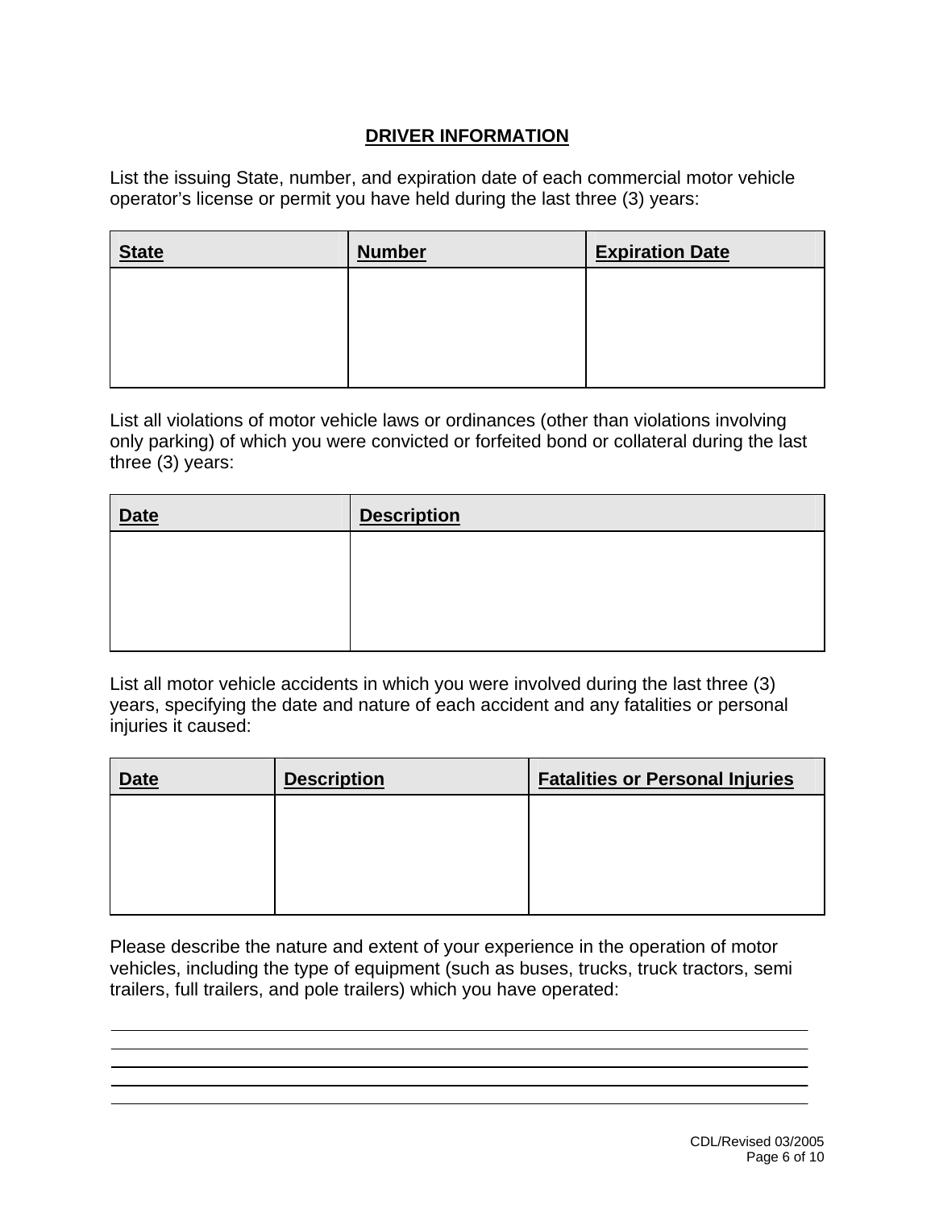## DRIVER INFORMATION

List the issuing State, number, and expiration date of each commercial motor vehicle operator’s license or permit you have held during the last three (3) years:

| State | Number | Expiration Date |
|---|---|---|
| | | |

List all violations of motor vehicle laws or ordinances (other than violations involving only parking) of which you were convicted or forfeited bond or collateral during the last three (3) years:

| Date | Description |
|---|---|
| | |

List all motor vehicle accidents in which you were involved during the last three (3) years, specifying the date and nature of each accident and any fatalities or personal injuries it caused:

| Date | Description | Fatalities or Personal Injuries |
|---|---|---|
| | | |

Please describe the nature and extent of your experience in the operation of motor vehicles, including the type of equipment (such as buses, trucks, truck tractors, semi trailers, full trailers, and pole trailers) which you have operated:

\_\_\_\_\_\_\_\_\_\_\_\_\_\_\_\_\_\_\_\_\_\_\_\_\_\_\_\_\_\_\_\_\_\_\_\_\_\_\_\_\_\_\_\_\_\_\_\_\_\_\_\_\_\_\_\_\_\_\_\_\_\_\_\_\_\_\_\_\_\_

\_\_\_\_\_\_\_\_\_\_\_\_\_\_\_\_\_\_\_\_\_\_\_\_\_\_\_\_\_\_\_\_\_\_\_\_\_\_\_\_\_\_\_\_\_\_\_\_\_\_\_\_\_\_\_\_\_\_\_\_\_\_\_\_\_\_\_\_\_\_

\_\_\_\_\_\_\_\_\_\_\_\_\_\_\_\_\_\_\_\_\_\_\_\_\_\_\_\_\_\_\_\_\_\_\_\_\_\_\_\_\_\_\_\_\_\_\_\_\_\_\_\_\_\_\_\_\_\_\_\_\_\_\_\_\_\_\_\_\_\_

\_\_\_\_\_\_\_\_\_\_\_\_\_\_\_\_\_\_\_\_\_\_\_\_\_\_\_\_\_\_\_\_\_\_\_\_\_\_\_\_\_\_\_\_\_\_\_\_\_\_\_\_\_\_\_\_\_\_\_\_\_\_\_\_\_\_\_\_\_\_

\_\_\_\_\_\_\_\_\_\_\_\_\_\_\_\_\_\_\_\_\_\_\_\_\_\_\_\_\_\_\_\_\_\_\_\_\_\_\_\_\_\_\_\_\_\_\_\_\_\_\_\_\_\_\_\_\_\_\_\_\_\_\_\_\_\_\_\_\_\_

CDL/Revised 03/2005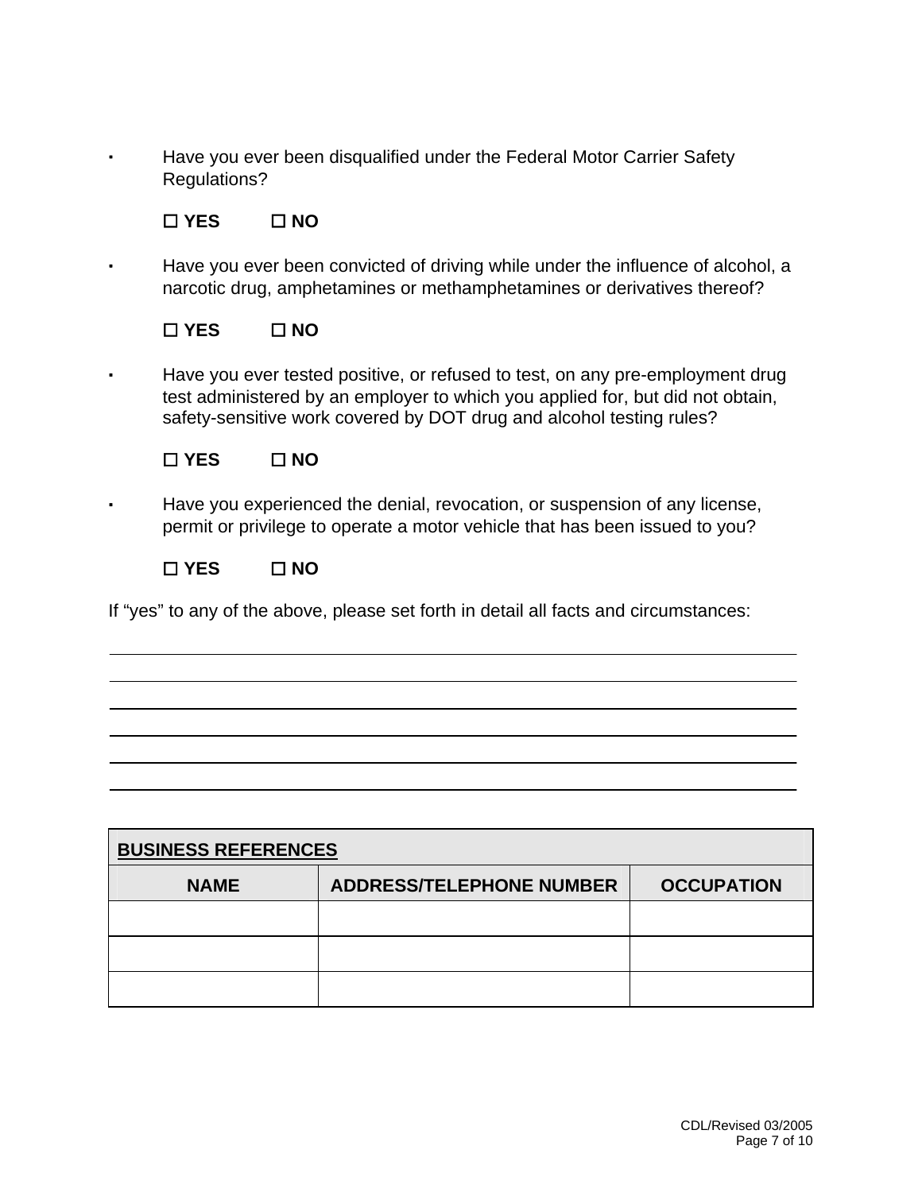- Have you ever been disqualified under the Federal Motor Carrier Safety Regulations?

  ☐ **YES** ☐ **NO**

- Have you ever been convicted of driving while under the influence of alcohol, a narcotic drug, amphetamines or methamphetamines or derivatives thereof?

  ☐ **YES** ☐ **NO**

- Have you ever tested positive, or refused to test, on any pre-employment drug test administered by an employer to which you applied for, but did not obtain, safety-sensitive work covered by DOT drug and alcohol testing rules?

  ☐ **YES** ☐ **NO**

- Have you experienced the denial, revocation, or suspension of any license, permit or privilege to operate a motor vehicle that has been issued to you?

  ☐ **YES** ☐ **NO**

If "yes" to any of the above, please set forth in detail all facts and circumstances:

\_\_\_\_\_\_\_\_\_\_\_\_\_\_\_\_\_\_\_\_\_\_\_\_\_\_\_\_\_\_\_\_\_\_\_\_\_\_\_\_\_\_\_\_\_\_\_\_\_\_\_\_\_\_\_\_\_\_\_\_

\_\_\_\_\_\_\_\_\_\_\_\_\_\_\_\_\_\_\_\_\_\_\_\_\_\_\_\_\_\_\_\_\_\_\_\_\_\_\_\_\_\_\_\_\_\_\_\_\_\_\_\_\_\_\_\_\_\_\_\_

\_\_\_\_\_\_\_\_\_\_\_\_\_\_\_\_\_\_\_\_\_\_\_\_\_\_\_\_\_\_\_\_\_\_\_\_\_\_\_\_\_\_\_\_\_\_\_\_\_\_\_\_\_\_\_\_\_\_\_\_

\_\_\_\_\_\_\_\_\_\_\_\_\_\_\_\_\_\_\_\_\_\_\_\_\_\_\_\_\_\_\_\_\_\_\_\_\_\_\_\_\_\_\_\_\_\_\_\_\_\_\_\_\_\_\_\_\_\_\_\_

\_\_\_\_\_\_\_\_\_\_\_\_\_\_\_\_\_\_\_\_\_\_\_\_\_\_\_\_\_\_\_\_\_\_\_\_\_\_\_\_\_\_\_\_\_\_\_\_\_\_\_\_\_\_\_\_\_\_\_\_

\_\_\_\_\_\_\_\_\_\_\_\_\_\_\_\_\_\_\_\_\_\_\_\_\_\_\_\_\_\_\_\_\_\_\_\_\_\_\_\_\_\_\_\_\_\_\_\_\_\_\_\_\_\_\_\_\_\_\_\_

| **BUSINESS REFERENCES** | | |
| --- | --- | --- |
| **NAME** | **ADDRESS/TELEPHONE NUMBER** | **OCCUPATION** |
| | | |
| | | |
| | | |

CDL/Revised 03/2005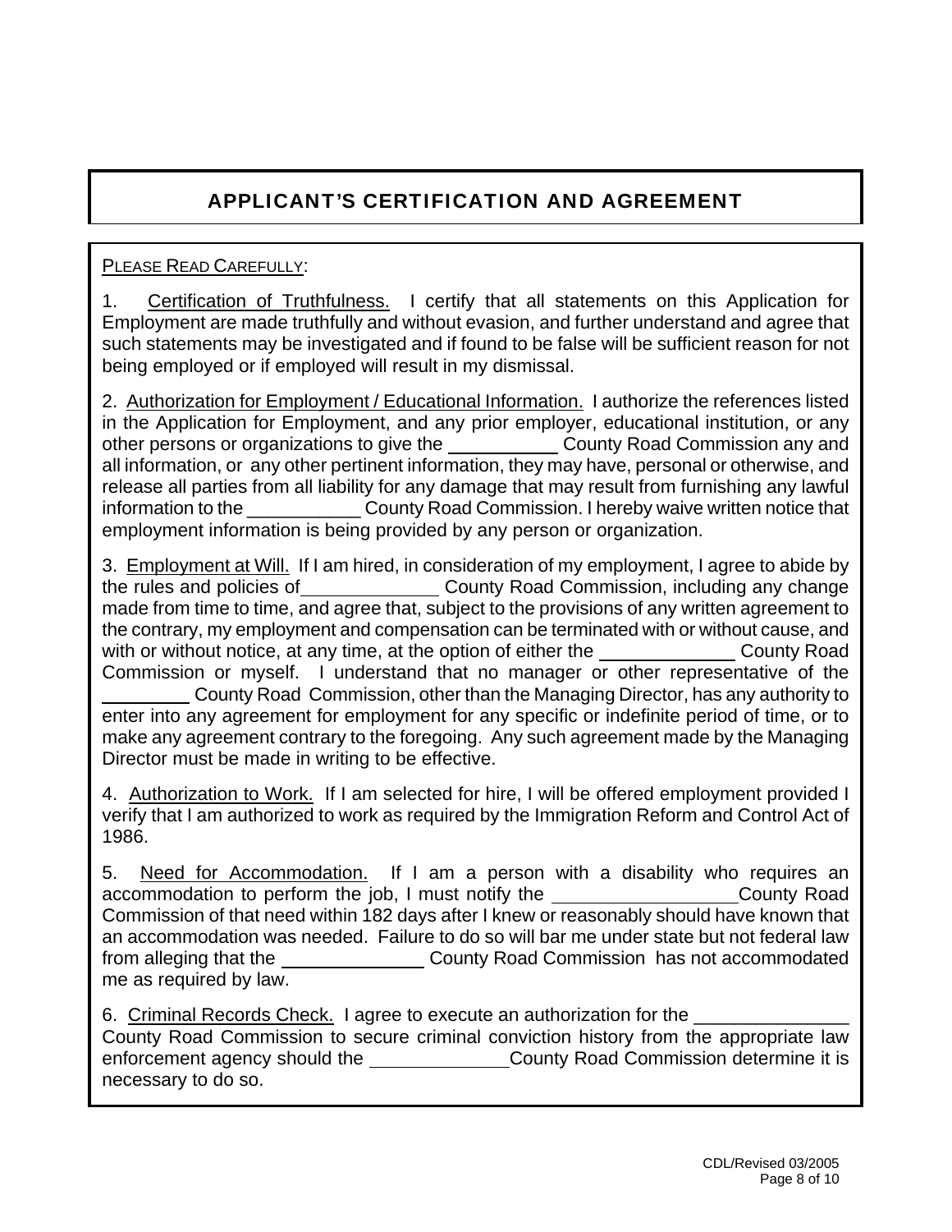# APPLICANT'S CERTIFICATION AND AGREEMENT

PLEASE READ CAREFULLY:

1. Certification of Truthfulness. I certify that all statements on this Application for Employment are made truthfully and without evasion, and further understand and agree that such statements may be investigated and if found to be false will be sufficient reason for not being employed or if employed will result in my dismissal.

2. Authorization for Employment / Educational Information. I authorize the references listed in the Application for Employment, and any prior employer, educational institution, or any other persons or organizations to give the __________ County Road Commission any and all information, or any other pertinent information, they may have, personal or otherwise, and release all parties from all liability for any damage that may result from furnishing any lawful information to the __________ County Road Commission. I hereby waive written notice that employment information is being provided by any person or organization.

3. Employment at Will. If I am hired, in consideration of my employment, I agree to abide by the rules and policies of____________ County Road Commission, including any change made from time to time, and agree that, subject to the provisions of any written agreement to the contrary, my employment and compensation can be terminated with or without cause, and with or without notice, at any time, at the option of either the ____________ County Road Commission or myself. I understand that no manager or other representative of the ________ County Road Commission, other than the Managing Director, has any authority to enter into any agreement for employment for any specific or indefinite period of time, or to make any agreement contrary to the foregoing. Any such agreement made by the Managing Director must be made in writing to be effective.

4. Authorization to Work. If I am selected for hire, I will be offered employment provided I verify that I am authorized to work as required by the Immigration Reform and Control Act of 1986.

5. Need for Accommodation. If I am a person with a disability who requires an accommodation to perform the job, I must notify the ________________County Road Commission of that need within 182 days after I knew or reasonably should have known that an accommodation was needed. Failure to do so will bar me under state but not federal law from alleging that the ____________ County Road Commission has not accommodated me as required by law.

6. Criminal Records Check. I agree to execute an authorization for the _____________ County Road Commission to secure criminal conviction history from the appropriate law enforcement agency should the ____________County Road Commission determine it is necessary to do so.

CDL/Revised 03/2005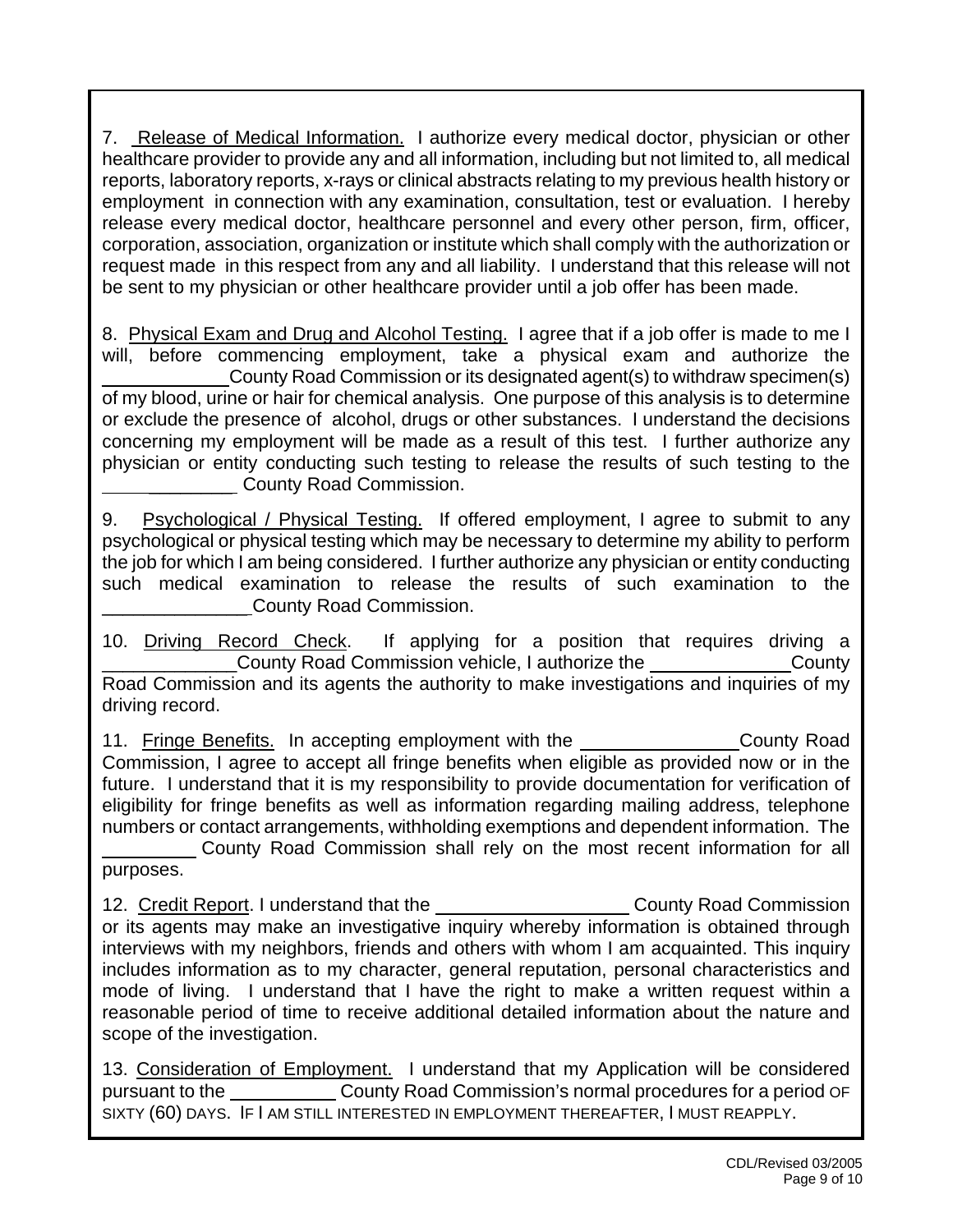7. Release of Medical Information. I authorize every medical doctor, physician or other healthcare provider to provide any and all information, including but not limited to, all medical reports, laboratory reports, x-rays or clinical abstracts relating to my previous health history or employment in connection with any examination, consultation, test or evaluation. I hereby release every medical doctor, healthcare personnel and every other person, firm, officer, corporation, association, organization or institute which shall comply with the authorization or request made in this respect from any and all liability. I understand that this release will not be sent to my physician or other healthcare provider until a job offer has been made.

8. Physical Exam and Drug and Alcohol Testing. I agree that if a job offer is made to me I will, before commencing employment, take a physical exam and authorize the ____________ County Road Commission or its designated agent(s) to withdraw specimen(s) of my blood, urine or hair for chemical analysis. One purpose of this analysis is to determine or exclude the presence of alcohol, drugs or other substances. I understand the decisions concerning my employment will be made as a result of this test. I further authorize any physician or entity conducting such testing to release the results of such testing to the ____________ County Road Commission.

9. Psychological / Physical Testing. If offered employment, I agree to submit to any psychological or physical testing which may be necessary to determine my ability to perform the job for which I am being considered. I further authorize any physician or entity conducting such medical examination to release the results of such examination to the ______________ County Road Commission.

10. Driving Record Check. If applying for a position that requires driving a ____________ County Road Commission vehicle, I authorize the ______________ County Road Commission and its agents the authority to make investigations and inquiries of my driving record.

11. Fringe Benefits. In accepting employment with the ________________ County Road Commission, I agree to accept all fringe benefits when eligible as provided now or in the future. I understand that it is my responsibility to provide documentation for verification of eligibility for fringe benefits as well as information regarding mailing address, telephone numbers or contact arrangements, withholding exemptions and dependent information. The __________ County Road Commission shall rely on the most recent information for all purposes.

12. Credit Report. I understand that the ___________________ County Road Commission or its agents may make an investigative inquiry whereby information is obtained through interviews with my neighbors, friends and others with whom I am acquainted. This inquiry includes information as to my character, general reputation, personal characteristics and mode of living. I understand that I have the right to make a written request within a reasonable period of time to receive additional detailed information about the nature and scope of the investigation.

13. Consideration of Employment. I understand that my Application will be considered pursuant to the ___________ County Road Commission's normal procedures for a period OF SIXTY (60) DAYS. IF I AM STILL INTERESTED IN EMPLOYMENT THEREAFTER, I MUST REAPPLY.

CDL/Revised 03/2005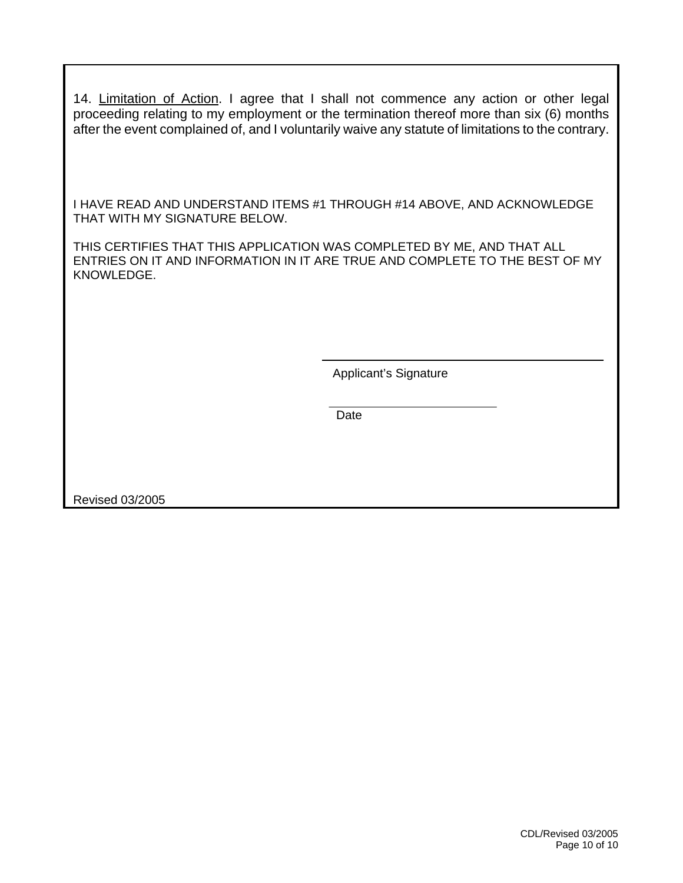14. Limitation of Action. I agree that I shall not commence any action or other legal proceeding relating to my employment or the termination thereof more than six (6) months after the event complained of, and I voluntarily waive any statute of limitations to the contrary.

I HAVE READ AND UNDERSTAND ITEMS #1 THROUGH #14 ABOVE, AND ACKNOWLEDGE THAT WITH MY SIGNATURE BELOW.

THIS CERTIFIES THAT THIS APPLICATION WAS COMPLETED BY ME, AND THAT ALL ENTRIES ON IT AND INFORMATION IN IT ARE TRUE AND COMPLETE TO THE BEST OF MY KNOWLEDGE.

\_\_\_\_\_\_\_\_\_\_\_\_\_\_\_\_\_\_\_\_\_\_\_\_\_\_\_\_\_\_\_\_\_\_\_\_\_\_\_\_

Applicant's Signature

\_\_\_\_\_\_\_\_\_\_\_\_\_\_\_\_\_\_\_\_\_\_\_\_\_\_\_\_

Date

Revised 03/2005

CDL/Revised 03/2005